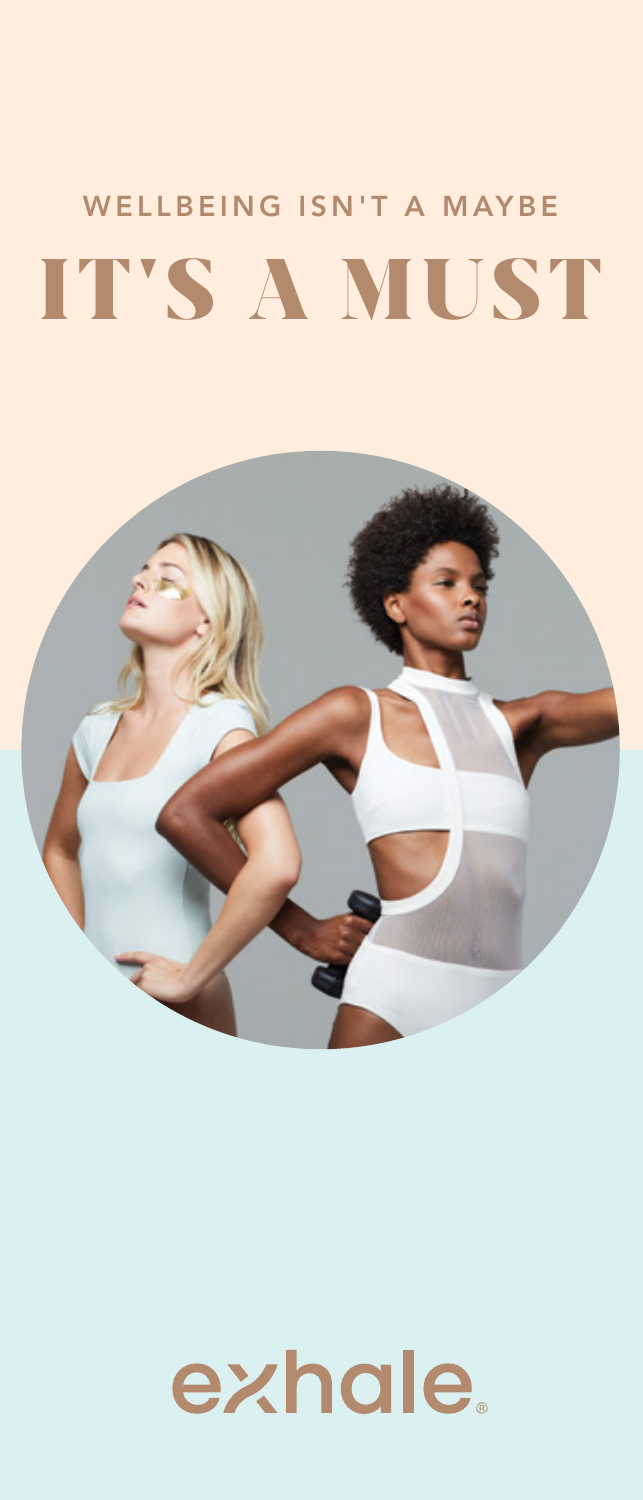WELLBEING ISN'T A MAYBE

# IT'S A MUST

exhale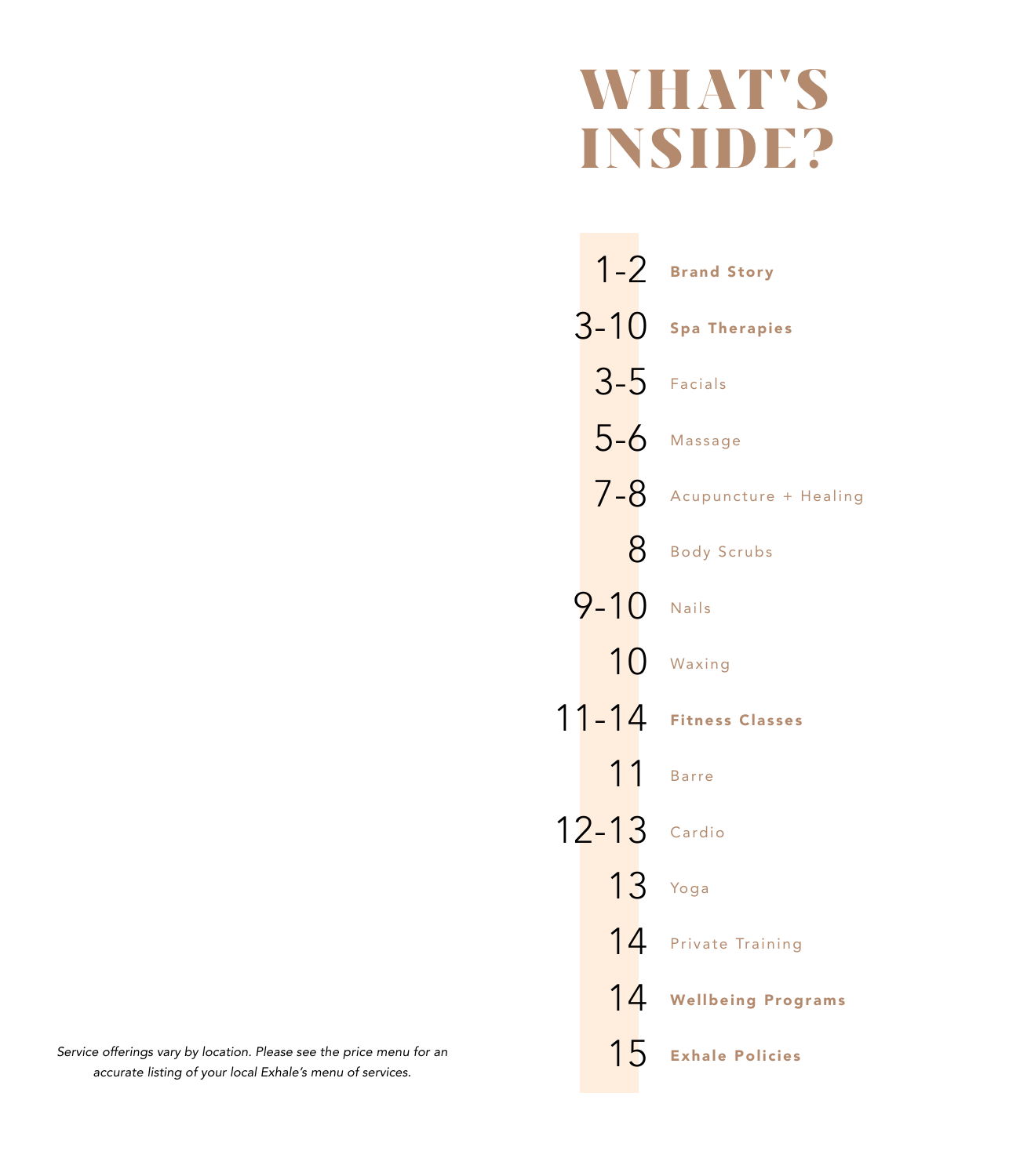# WHAT'S INSIDE?

| | |
|---|---|
| 1-2 | **Brand Story** |
| 3-10 | **Spa Therapies** |
| 3-5 | Facials |
| 5-6 | Massage |
| 7-8 | Acupuncture + Healing |
| 8 | Body Scrubs |
| 9-10 | Nails |
| 10 | Waxing |
| 11-14 | **Fitness Classes** |
| 11 | Barre |
| 12-13 | Cardio |
| 13 | Yoga |
| 14 | Private Training |
| 14 | **Wellbeing Programs** |
| 15 | **Exhale Policies** |

*Service offerings vary by location. Please see the price menu for an accurate listing of your local Exhale's menu of services.*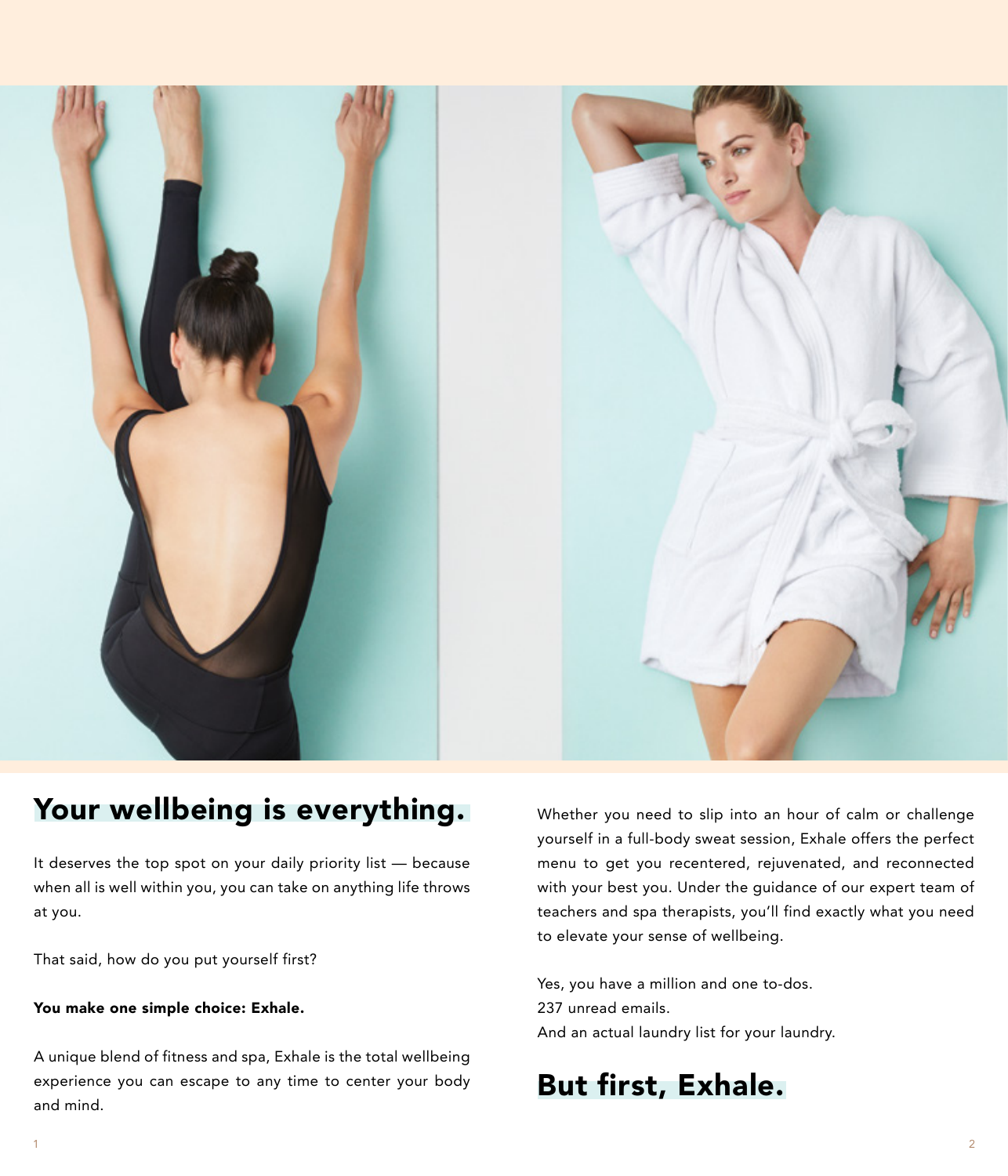## Your wellbeing is everything.

It deserves the top spot on your daily priority list — because when all is well within you, you can take on anything life throws at you.

That said, how do you put yourself first?

**You make one simple choice: Exhale.**

A unique blend of fitness and spa, Exhale is the total wellbeing experience you can escape to any time to center your body and mind.

Whether you need to slip into an hour of calm or challenge yourself in a full-body sweat session, Exhale offers the perfect menu to get you recentered, rejuvenated, and reconnected with your best you. Under the guidance of our expert team of teachers and spa therapists, you'll find exactly what you need to elevate your sense of wellbeing.

Yes, you have a million and one to-dos.
237 unread emails.
And an actual laundry list for your laundry.

## But first, Exhale.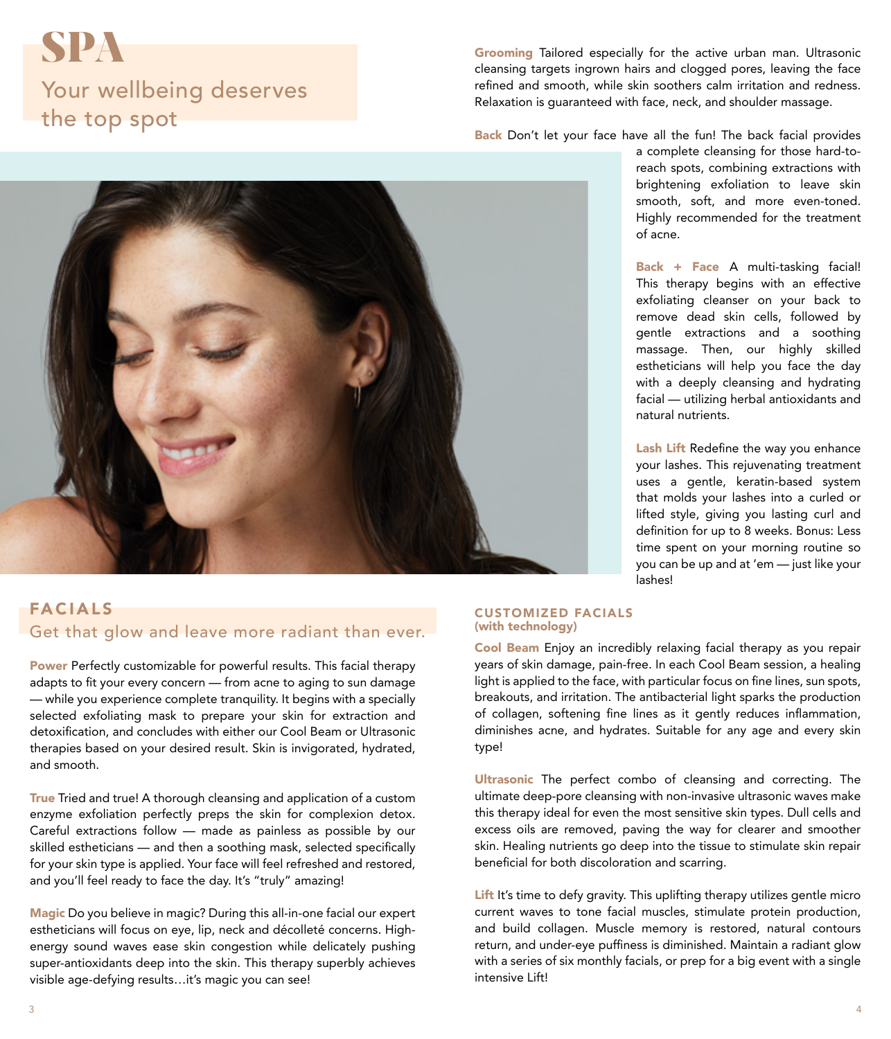# SPA

## Your wellbeing deserves the top spot

## FACIALS

### Get that glow and leave more radiant than ever.

**Power** Perfectly customizable for powerful results. This facial therapy adapts to fit your every concern — from acne to aging to sun damage — while you experience complete tranquility. It begins with a specially selected exfoliating mask to prepare your skin for extraction and detoxification, and concludes with either our Cool Beam or Ultrasonic therapies based on your desired result. Skin is invigorated, hydrated, and smooth.

**True** Tried and true! A thorough cleansing and application of a custom enzyme exfoliation perfectly preps the skin for complexion detox. Careful extractions follow — made as painless as possible by our skilled estheticians — and then a soothing mask, selected specifically for your skin type is applied. Your face will feel refreshed and restored, and you'll feel ready to face the day. It's "truly" amazing!

**Magic** Do you believe in magic? During this all-in-one facial our expert estheticians will focus on eye, lip, neck and décolleté concerns. High-energy sound waves ease skin congestion while delicately pushing super-antioxidants deep into the skin. This therapy superbly achieves visible age-defying results…it's magic you can see!

**Grooming** Tailored especially for the active urban man. Ultrasonic cleansing targets ingrown hairs and clogged pores, leaving the face refined and smooth, while skin soothers calm irritation and redness. Relaxation is guaranteed with face, neck, and shoulder massage.

**Back** Don't let your face have all the fun! The back facial provides a complete cleansing for those hard-to-reach spots, combining extractions with brightening exfoliation to leave skin smooth, soft, and more even-toned. Highly recommended for the treatment of acne.

**Back + Face** A multi-tasking facial! This therapy begins with an effective exfoliating cleanser on your back to remove dead skin cells, followed by gentle extractions and a soothing massage. Then, our highly skilled estheticians will help you face the day with a deeply cleansing and hydrating facial — utilizing herbal antioxidants and natural nutrients.

**Lash Lift** Redefine the way you enhance your lashes. This rejuvenating treatment uses a gentle, keratin-based system that molds your lashes into a curled or lifted style, giving you lasting curl and definition for up to 8 weeks. Bonus: Less time spent on your morning routine so you can be up and at 'em — just like your lashes!

## CUSTOMIZED FACIALS (with technology)

**Cool Beam** Enjoy an incredibly relaxing facial therapy as you repair years of skin damage, pain-free. In each Cool Beam session, a healing light is applied to the face, with particular focus on fine lines, sun spots, breakouts, and irritation. The antibacterial light sparks the production of collagen, softening fine lines as it gently reduces inflammation, diminishes acne, and hydrates. Suitable for any age and every skin type!

**Ultrasonic** The perfect combo of cleansing and correcting. The ultimate deep-pore cleansing with non-invasive ultrasonic waves make this therapy ideal for even the most sensitive skin types. Dull cells and excess oils are removed, paving the way for clearer and smoother skin. Healing nutrients go deep into the tissue to stimulate skin repair beneficial for both discoloration and scarring.

**Lift** It's time to defy gravity. This uplifting therapy utilizes gentle micro current waves to tone facial muscles, stimulate protein production, and build collagen. Muscle memory is restored, natural contours return, and under-eye puffiness is diminished. Maintain a radiant glow with a series of six monthly facials, or prep for a big event with a single intensive Lift!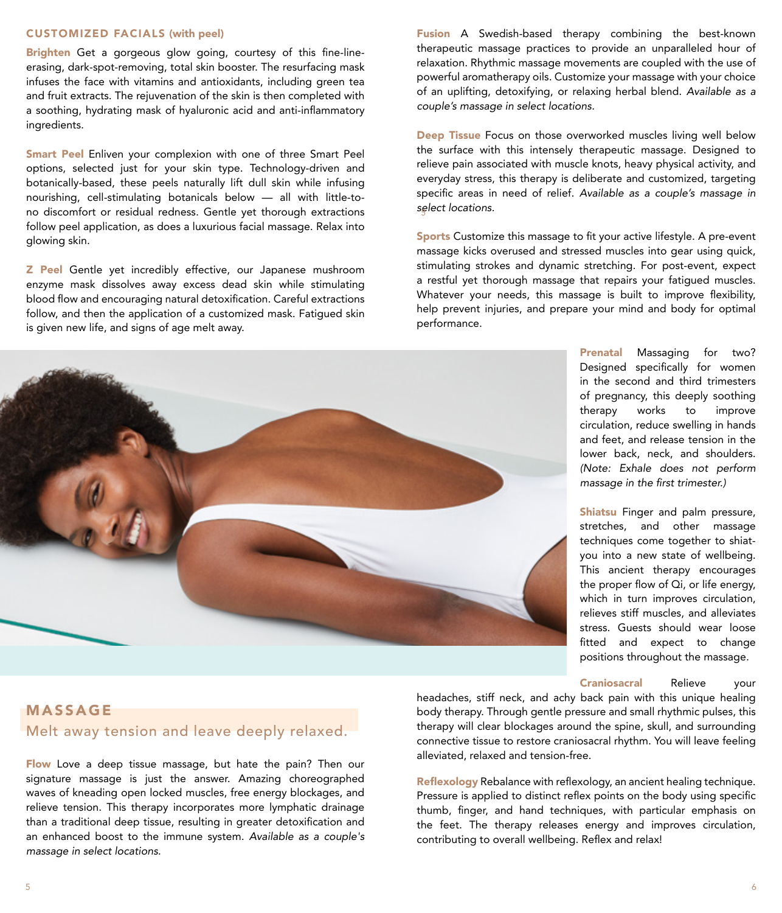## CUSTOMIZED FACIALS (with peel)

**Brighten** Get a gorgeous glow going, courtesy of this fine-line-erasing, dark-spot-removing, total skin booster. The resurfacing mask infuses the face with vitamins and antioxidants, including green tea and fruit extracts. The rejuvenation of the skin is then completed with a soothing, hydrating mask of hyaluronic acid and anti-inflammatory ingredients.

**Smart Peel** Enliven your complexion with one of three Smart Peel options, selected just for your skin type. Technology-driven and botanically-based, these peels naturally lift dull skin while infusing nourishing, cell-stimulating botanicals below — all with little-to-no discomfort or residual redness. Gentle yet thorough extractions follow peel application, as does a luxurious facial massage. Relax into glowing skin.

**Z Peel** Gentle yet incredibly effective, our Japanese mushroom enzyme mask dissolves away excess dead skin while stimulating blood flow and encouraging natural detoxification. Careful extractions follow, and then the application of a customized mask. Fatigued skin is given new life, and signs of age melt away.

## MASSAGE

Melt away tension and leave deeply relaxed.

**Flow** Love a deep tissue massage, but hate the pain? Then our signature massage is just the answer. Amazing choreographed waves of kneading open locked muscles, free energy blockages, and relieve tension. This therapy incorporates more lymphatic drainage than a traditional deep tissue, resulting in greater detoxification and an enhanced boost to the immune system. *Available as a couple's massage in select locations.*

**Fusion** A Swedish-based therapy combining the best-known therapeutic massage practices to provide an unparalleled hour of relaxation. Rhythmic massage movements are coupled with the use of powerful aromatherapy oils. Customize your massage with your choice of an uplifting, detoxifying, or relaxing herbal blend. *Available as a couple's massage in select locations.*

**Deep Tissue** Focus on those overworked muscles living well below the surface with this intensely therapeutic massage. Designed to relieve pain associated with muscle knots, heavy physical activity, and everyday stress, this therapy is deliberate and customized, targeting specific areas in need of relief. *Available as a couple's massage in select locations.*

**Sports** Customize this massage to fit your active lifestyle. A pre-event massage kicks overused and stressed muscles into gear using quick, stimulating strokes and dynamic stretching. For post-event, expect a restful yet thorough massage that repairs your fatigued muscles. Whatever your needs, this massage is built to improve flexibility, help prevent injuries, and prepare your mind and body for optimal performance.

**Prenatal** Massaging for two? Designed specifically for women in the second and third trimesters of pregnancy, this deeply soothing therapy works to improve circulation, reduce swelling in hands and feet, and release tension in the lower back, neck, and shoulders. *(Note: Exhale does not perform massage in the first trimester.)*

**Shiatsu** Finger and palm pressure, stretches, and other massage techniques come together to shiat-you into a new state of wellbeing. This ancient therapy encourages the proper flow of Qi, or life energy, which in turn improves circulation, relieves stiff muscles, and alleviates stress. Guests should wear loose fitted and expect to change positions throughout the massage.

**Craniosacral** Relieve your headaches, stiff neck, and achy back pain with this unique healing body therapy. Through gentle pressure and small rhythmic pulses, this therapy will clear blockages around the spine, skull, and surrounding connective tissue to restore craniosacral rhythm. You will leave feeling alleviated, relaxed and tension-free.

**Reflexology** Rebalance with reflexology, an ancient healing technique. Pressure is applied to distinct reflex points on the body using specific thumb, finger, and hand techniques, with particular emphasis on the feet. The therapy releases energy and improves circulation, contributing to overall wellbeing. Reflex and relax!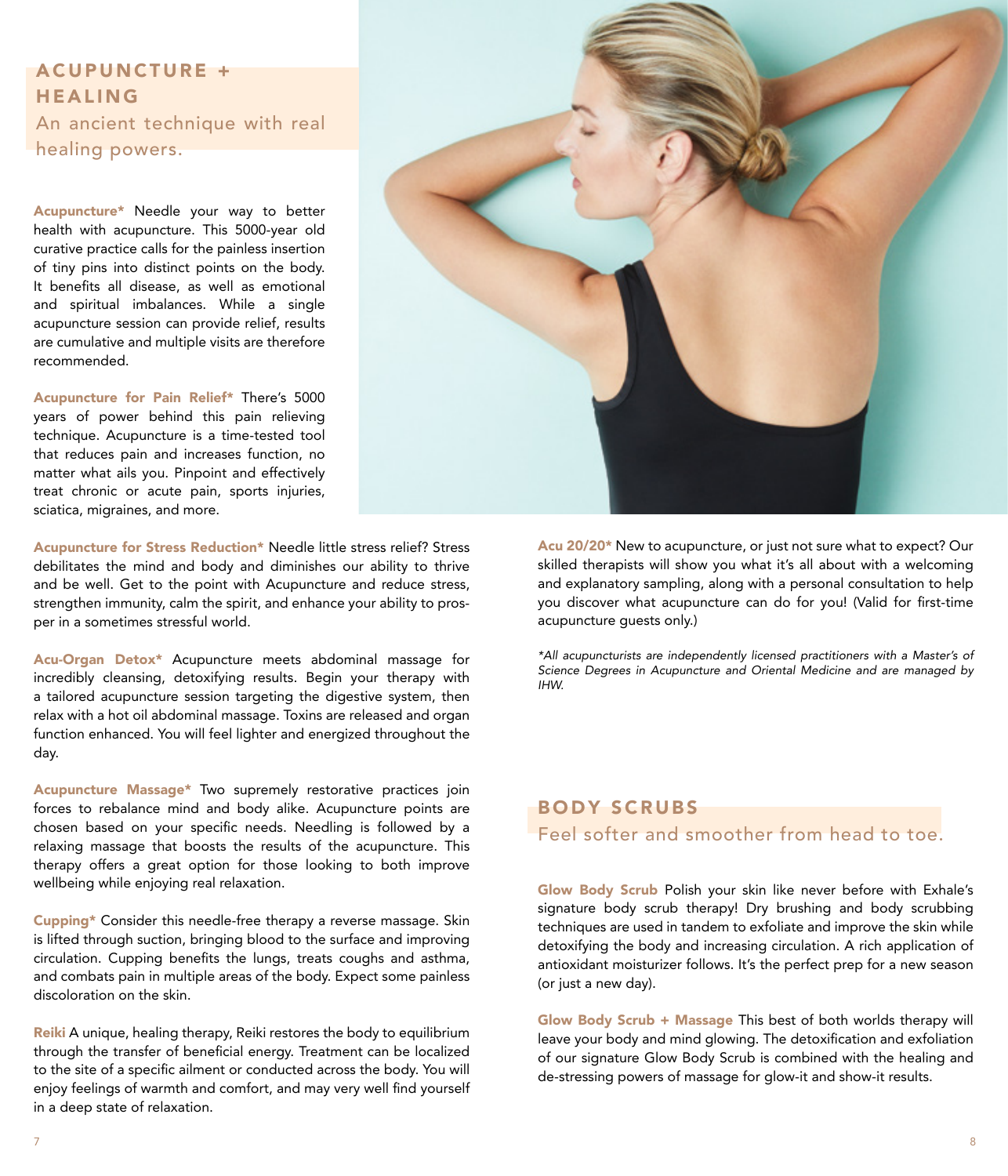## ACUPUNCTURE + HEALING

An ancient technique with real healing powers.

**Acupuncture*** Needle your way to better health with acupuncture. This 5000-year old curative practice calls for the painless insertion of tiny pins into distinct points on the body. It benefits all disease, as well as emotional and spiritual imbalances. While a single acupuncture session can provide relief, results are cumulative and multiple visits are therefore recommended.

**Acupuncture for Pain Relief*** There's 5000 years of power behind this pain relieving technique. Acupuncture is a time-tested tool that reduces pain and increases function, no matter what ails you. Pinpoint and effectively treat chronic or acute pain, sports injuries, sciatica, migraines, and more.

**Acupuncture for Stress Reduction*** Needle little stress relief? Stress debilitates the mind and body and diminishes our ability to thrive and be well. Get to the point with Acupuncture and reduce stress, strengthen immunity, calm the spirit, and enhance your ability to prosper in a sometimes stressful world.

**Acu-Organ Detox*** Acupuncture meets abdominal massage for incredibly cleansing, detoxifying results. Begin your therapy with a tailored acupuncture session targeting the digestive system, then relax with a hot oil abdominal massage. Toxins are released and organ function enhanced. You will feel lighter and energized throughout the day.

**Acupuncture Massage*** Two supremely restorative practices join forces to rebalance mind and body alike. Acupuncture points are chosen based on your specific needs. Needling is followed by a relaxing massage that boosts the results of the acupuncture. This therapy offers a great option for those looking to both improve wellbeing while enjoying real relaxation.

**Cupping*** Consider this needle-free therapy a reverse massage. Skin is lifted through suction, bringing blood to the surface and improving circulation. Cupping benefits the lungs, treats coughs and asthma, and combats pain in multiple areas of the body. Expect some painless discoloration on the skin.

**Reiki** A unique, healing therapy, Reiki restores the body to equilibrium through the transfer of beneficial energy. Treatment can be localized to the site of a specific ailment or conducted across the body. You will enjoy feelings of warmth and comfort, and may very well find yourself in a deep state of relaxation.

**Acu 20/20*** New to acupuncture, or just not sure what to expect? Our skilled therapists will show you what it's all about with a welcoming and explanatory sampling, along with a personal consultation to help you discover what acupuncture can do for you! (Valid for first-time acupuncture guests only.)

*\*All acupuncturists are independently licensed practitioners with a Master's of Science Degrees in Acupuncture and Oriental Medicine and are managed by IHW.*

## BODY SCRUBS

Feel softer and smoother from head to toe.

**Glow Body Scrub** Polish your skin like never before with Exhale's signature body scrub therapy! Dry brushing and body scrubbing techniques are used in tandem to exfoliate and improve the skin while detoxifying the body and increasing circulation. A rich application of antioxidant moisturizer follows. It's the perfect prep for a new season (or just a new day).

**Glow Body Scrub + Massage** This best of both worlds therapy will leave your body and mind glowing. The detoxification and exfoliation of our signature Glow Body Scrub is combined with the healing and de-stressing powers of massage for glow-it and show-it results.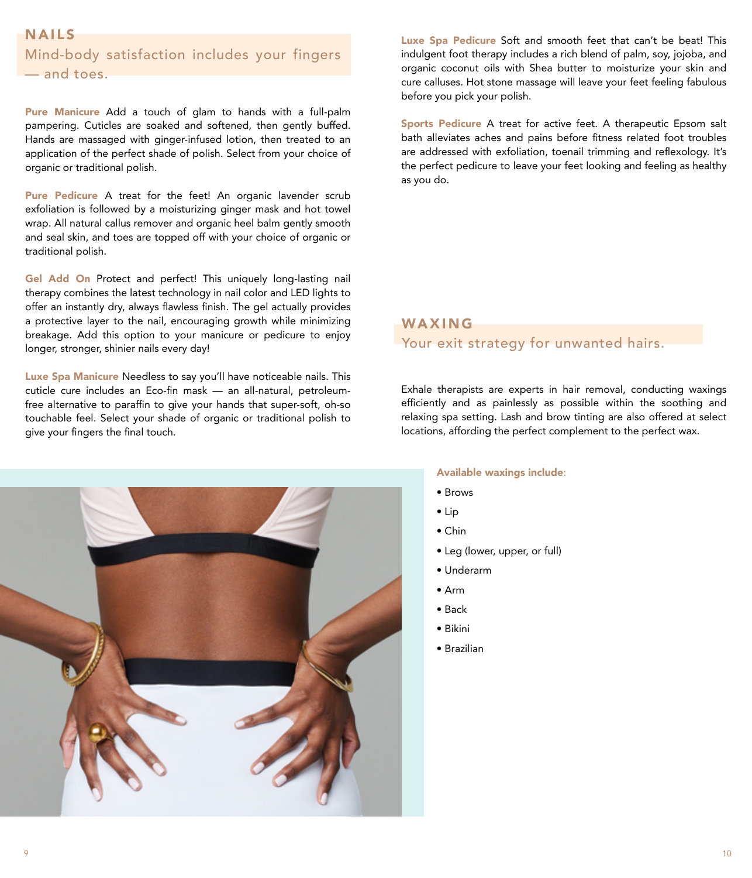## NAILS

Mind-body satisfaction includes your fingers — and toes.

**Pure Manicure** Add a touch of glam to hands with a full-palm pampering. Cuticles are soaked and softened, then gently buffed. Hands are massaged with ginger-infused lotion, then treated to an application of the perfect shade of polish. Select from your choice of organic or traditional polish.

**Pure Pedicure** A treat for the feet! An organic lavender scrub exfoliation is followed by a moisturizing ginger mask and hot towel wrap. All natural callus remover and organic heel balm gently smooth and seal skin, and toes are topped off with your choice of organic or traditional polish.

**Gel Add On** Protect and perfect! This uniquely long-lasting nail therapy combines the latest technology in nail color and LED lights to offer an instantly dry, always flawless finish. The gel actually provides a protective layer to the nail, encouraging growth while minimizing breakage. Add this option to your manicure or pedicure to enjoy longer, stronger, shinier nails every day!

**Luxe Spa Manicure** Needless to say you'll have noticeable nails. This cuticle cure includes an Eco-fin mask — an all-natural, petroleum-free alternative to paraffin to give your hands that super-soft, oh-so touchable feel. Select your shade of organic or traditional polish to give your fingers the final touch.

**Luxe Spa Pedicure** Soft and smooth feet that can't be beat! This indulgent foot therapy includes a rich blend of palm, soy, jojoba, and organic coconut oils with Shea butter to moisturize your skin and cure calluses. Hot stone massage will leave your feet feeling fabulous before you pick your polish.

**Sports Pedicure** A treat for active feet. A therapeutic Epsom salt bath alleviates aches and pains before fitness related foot troubles are addressed with exfoliation, toenail trimming and reflexology. It's the perfect pedicure to leave your feet looking and feeling as healthy as you do.

## WAXING

Your exit strategy for unwanted hairs.

Exhale therapists are experts in hair removal, conducting waxings efficiently and as painlessly as possible within the soothing and relaxing spa setting. Lash and brow tinting are also offered at select locations, affording the perfect complement to the perfect wax.

**Available waxings include:**

- Brows
- Lip
- Chin
- Leg (lower, upper, or full)
- Underarm
- Arm
- Back
- Bikini
- Brazilian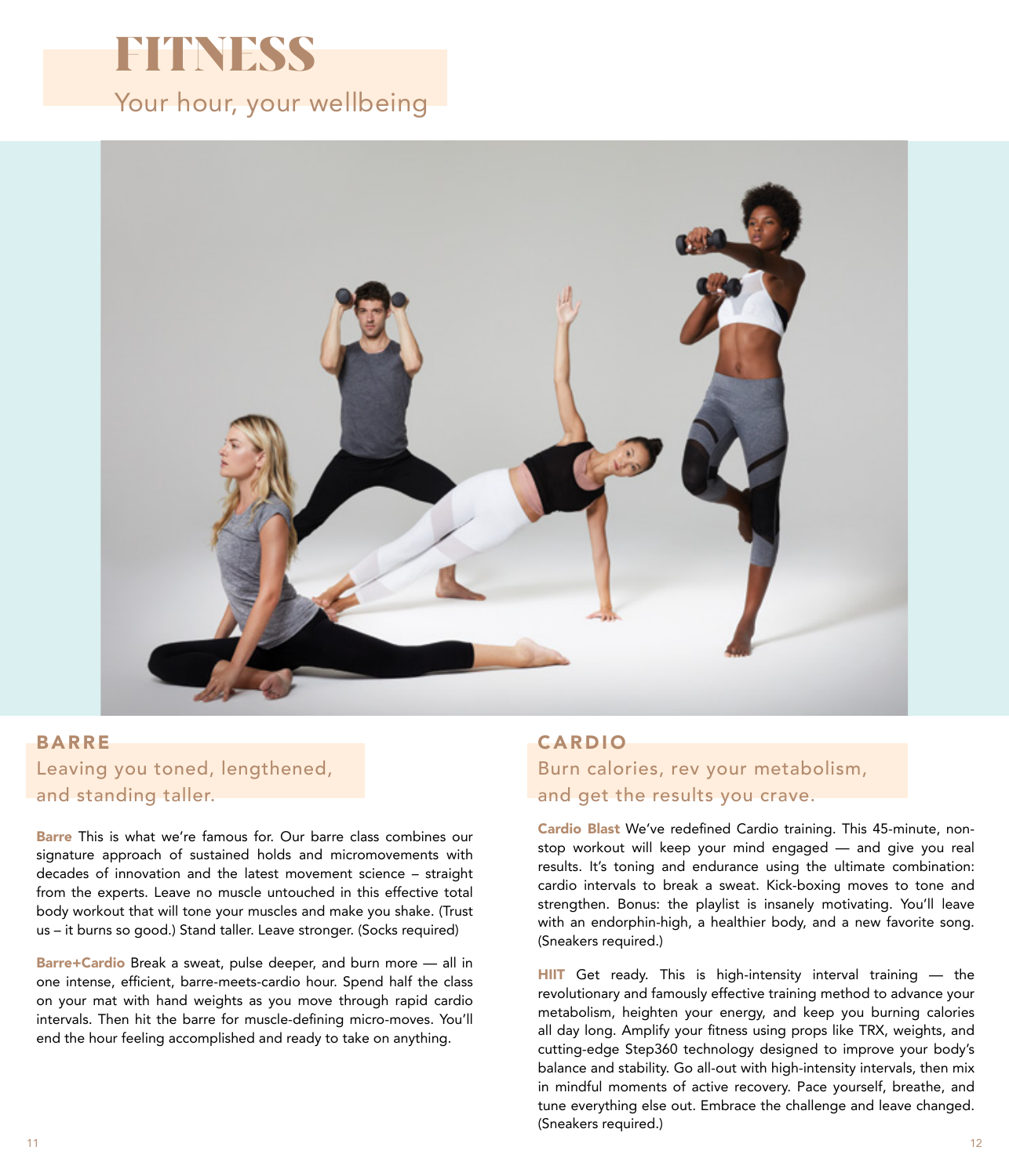# FITNESS

Your hour, your wellbeing

## BARRE

Leaving you toned, lengthened, and standing taller.

**Barre** This is what we're famous for. Our barre class combines our signature approach of sustained holds and micromovements with decades of innovation and the latest movement science – straight from the experts. Leave no muscle untouched in this effective total body workout that will tone your muscles and make you shake. (Trust us – it burns so good.) Stand taller. Leave stronger. (Socks required)

**Barre+Cardio** Break a sweat, pulse deeper, and burn more — all in one intense, efficient, barre-meets-cardio hour. Spend half the class on your mat with hand weights as you move through rapid cardio intervals. Then hit the barre for muscle-defining micro-moves. You'll end the hour feeling accomplished and ready to take on anything.

## CARDIO

Burn calories, rev your metabolism, and get the results you crave.

**Cardio Blast** We've redefined Cardio training. This 45-minute, non-stop workout will keep your mind engaged — and give you real results. It's toning and endurance using the ultimate combination: cardio intervals to break a sweat. Kick-boxing moves to tone and strengthen. Bonus: the playlist is insanely motivating. You'll leave with an endorphin-high, a healthier body, and a new favorite song. (Sneakers required.)

**HIIT** Get ready. This is high-intensity interval training — the revolutionary and famously effective training method to advance your metabolism, heighten your energy, and keep you burning calories all day long. Amplify your fitness using props like TRX, weights, and cutting-edge Step360 technology designed to improve your body's balance and stability. Go all-out with high-intensity intervals, then mix in mindful moments of active recovery. Pace yourself, breathe, and tune everything else out. Embrace the challenge and leave changed. (Sneakers required.)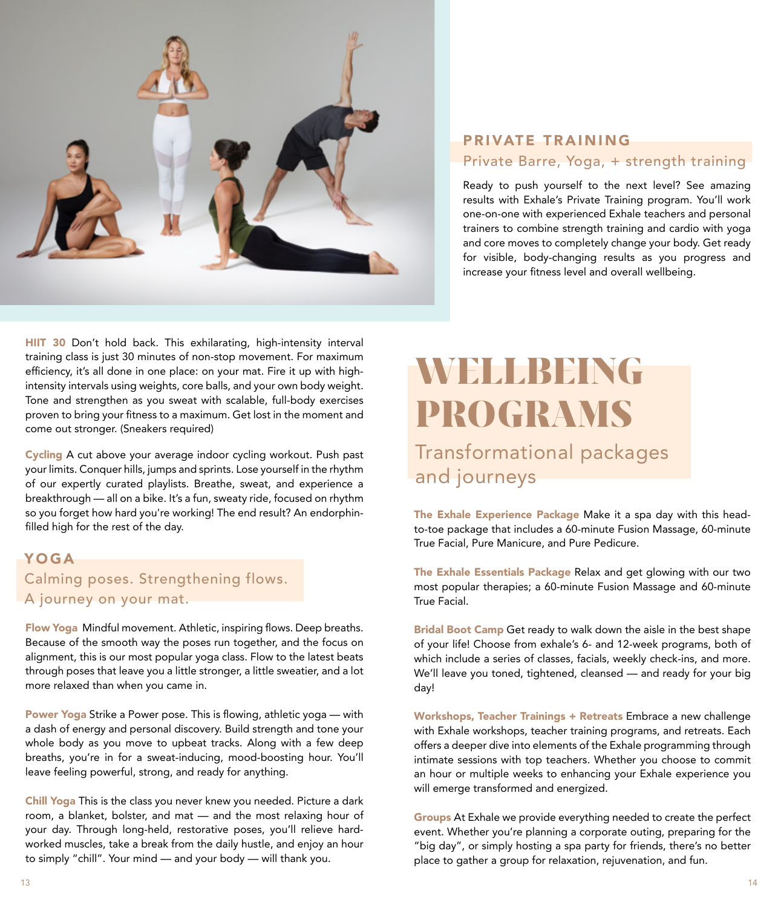## PRIVATE TRAINING

### Private Barre, Yoga, + strength training

Ready to push yourself to the next level? See amazing results with Exhale's Private Training program. You'll work one-on-one with experienced Exhale teachers and personal trainers to combine strength training and cardio with yoga and core moves to completely change your body. Get ready for visible, body-changing results as you progress and increase your fitness level and overall wellbeing.

**HIIT 30** Don't hold back. This exhilarating, high-intensity interval training class is just 30 minutes of non-stop movement. For maximum efficiency, it's all done in one place: on your mat. Fire it up with high-intensity intervals using weights, core balls, and your own body weight. Tone and strengthen as you sweat with scalable, full-body exercises proven to bring your fitness to a maximum. Get lost in the moment and come out stronger. (Sneakers required)

**Cycling** A cut above your average indoor cycling workout. Push past your limits. Conquer hills, jumps and sprints. Lose yourself in the rhythm of our expertly curated playlists. Breathe, sweat, and experience a breakthrough — all on a bike. It's a fun, sweaty ride, focused on rhythm so you forget how hard you're working! The end result? An endorphin-filled high for the rest of the day.

## YOGA

### Calming poses. Strengthening flows. A journey on your mat.

**Flow Yoga** Mindful movement. Athletic, inspiring flows. Deep breaths. Because of the smooth way the poses run together, and the focus on alignment, this is our most popular yoga class. Flow to the latest beats through poses that leave you a little stronger, a little sweatier, and a lot more relaxed than when you came in.

**Power Yoga** Strike a Power pose. This is flowing, athletic yoga — with a dash of energy and personal discovery. Build strength and tone your whole body as you move to upbeat tracks. Along with a few deep breaths, you're in for a sweat-inducing, mood-boosting hour. You'll leave feeling powerful, strong, and ready for anything.

**Chill Yoga** This is the class you never knew you needed. Picture a dark room, a blanket, bolster, and mat — and the most relaxing hour of your day. Through long-held, restorative poses, you'll relieve hard-worked muscles, take a break from the daily hustle, and enjoy an hour to simply "chill". Your mind — and your body — will thank you.

# WELLBEING PROGRAMS

## Transformational packages and journeys

**The Exhale Experience Package** Make it a spa day with this head-to-toe package that includes a 60-minute Fusion Massage, 60-minute True Facial, Pure Manicure, and Pure Pedicure.

**The Exhale Essentials Package** Relax and get glowing with our two most popular therapies; a 60-minute Fusion Massage and 60-minute True Facial.

**Bridal Boot Camp** Get ready to walk down the aisle in the best shape of your life! Choose from exhale's 6- and 12-week programs, both of which include a series of classes, facials, weekly check-ins, and more. We'll leave you toned, tightened, cleansed — and ready for your big day!

**Workshops, Teacher Trainings + Retreats** Embrace a new challenge with Exhale workshops, teacher training programs, and retreats. Each offers a deeper dive into elements of the Exhale programming through intimate sessions with top teachers. Whether you choose to commit an hour or multiple weeks to enhancing your Exhale experience you will emerge transformed and energized.

**Groups** At Exhale we provide everything needed to create the perfect event. Whether you're planning a corporate outing, preparing for the "big day", or simply hosting a spa party for friends, there's no better place to gather a group for relaxation, rejuvenation, and fun.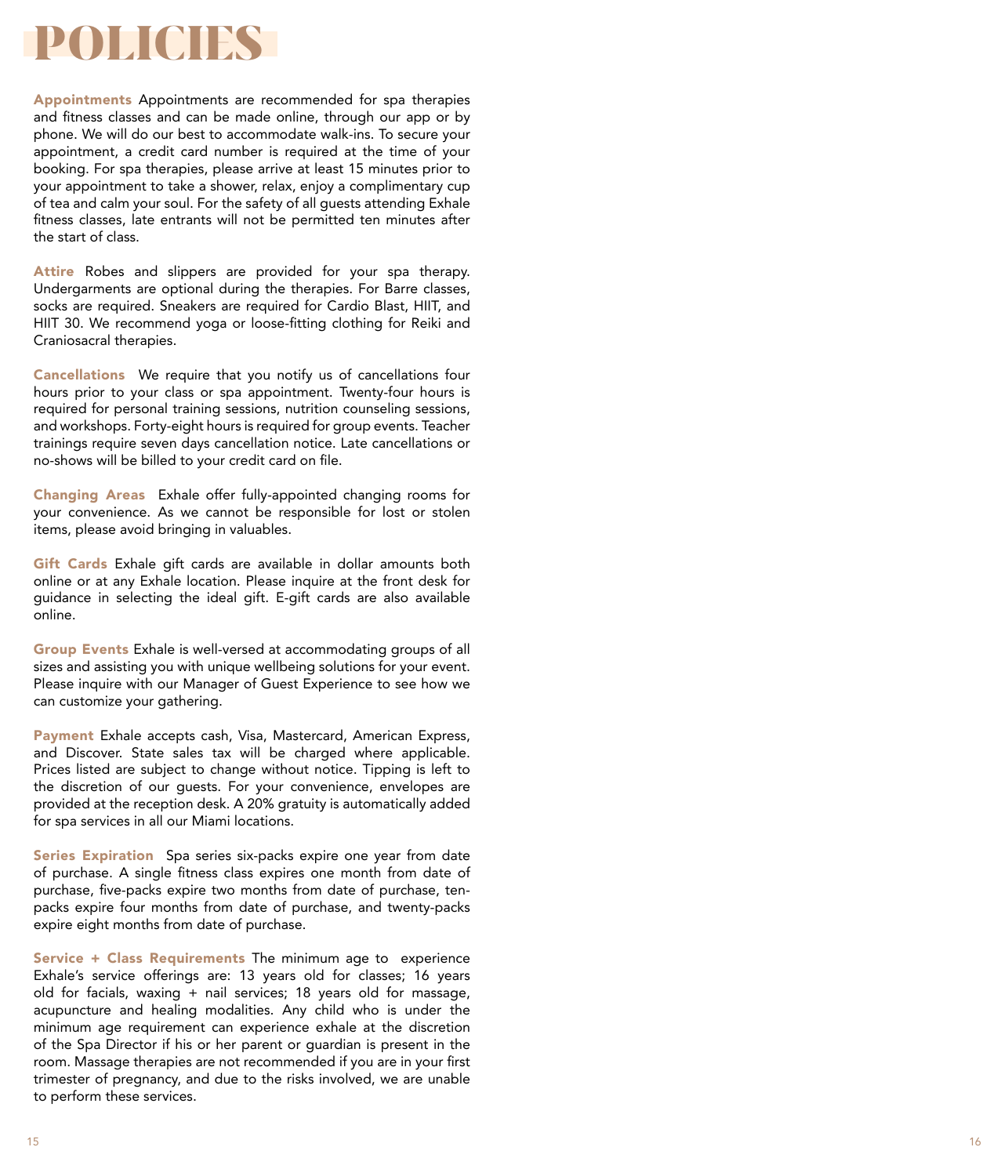# POLICIES

**Appointments** Appointments are recommended for spa therapies and fitness classes and can be made online, through our app or by phone. We will do our best to accommodate walk-ins. To secure your appointment, a credit card number is required at the time of your booking. For spa therapies, please arrive at least 15 minutes prior to your appointment to take a shower, relax, enjoy a complimentary cup of tea and calm your soul. For the safety of all guests attending Exhale fitness classes, late entrants will not be permitted ten minutes after the start of class.

**Attire** Robes and slippers are provided for your spa therapy. Undergarments are optional during the therapies. For Barre classes, socks are required. Sneakers are required for Cardio Blast, HIIT, and HIIT 30. We recommend yoga or loose-fitting clothing for Reiki and Craniosacral therapies.

**Cancellations** We require that you notify us of cancellations four hours prior to your class or spa appointment. Twenty-four hours is required for personal training sessions, nutrition counseling sessions, and workshops. Forty-eight hours is required for group events. Teacher trainings require seven days cancellation notice. Late cancellations or no-shows will be billed to your credit card on file.

**Changing Areas** Exhale offer fully-appointed changing rooms for your convenience. As we cannot be responsible for lost or stolen items, please avoid bringing in valuables.

**Gift Cards** Exhale gift cards are available in dollar amounts both online or at any Exhale location. Please inquire at the front desk for guidance in selecting the ideal gift. E-gift cards are also available online.

**Group Events** Exhale is well-versed at accommodating groups of all sizes and assisting you with unique wellbeing solutions for your event. Please inquire with our Manager of Guest Experience to see how we can customize your gathering.

**Payment** Exhale accepts cash, Visa, Mastercard, American Express, and Discover. State sales tax will be charged where applicable. Prices listed are subject to change without notice. Tipping is left to the discretion of our guests. For your convenience, envelopes are provided at the reception desk. A 20% gratuity is automatically added for spa services in all our Miami locations.

**Series Expiration** Spa series six-packs expire one year from date of purchase. A single fitness class expires one month from date of purchase, five-packs expire two months from date of purchase, ten-packs expire four months from date of purchase, and twenty-packs expire eight months from date of purchase.

**Service + Class Requirements** The minimum age to experience Exhale's service offerings are: 13 years old for classes; 16 years old for facials, waxing + nail services; 18 years old for massage, acupuncture and healing modalities. Any child who is under the minimum age requirement can experience exhale at the discretion of the Spa Director if his or her parent or guardian is present in the room. Massage therapies are not recommended if you are in your first trimester of pregnancy, and due to the risks involved, we are unable to perform these services.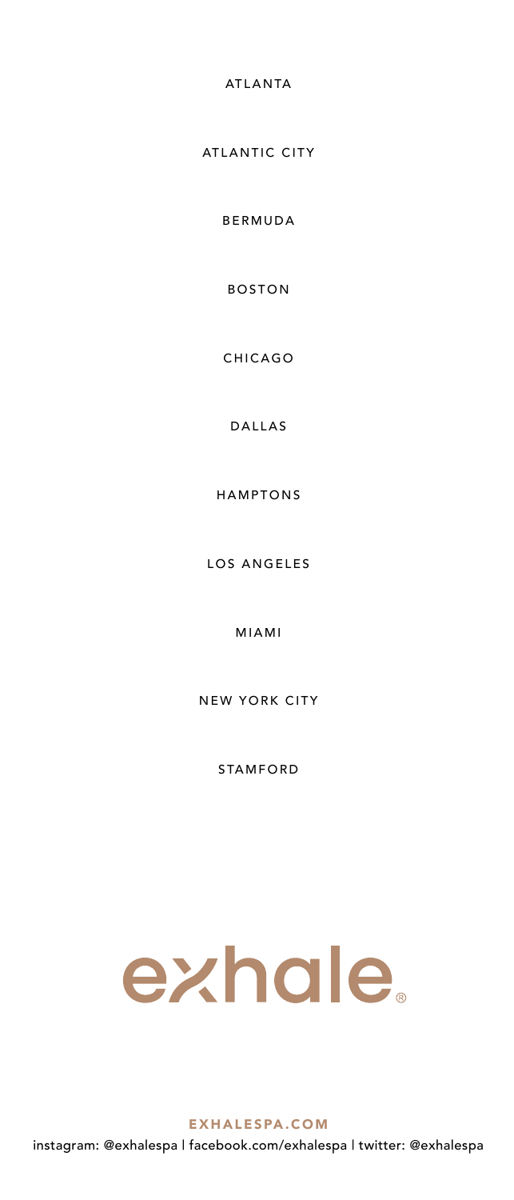ATLANTA

ATLANTIC CITY

BERMUDA

BOSTON

CHICAGO

DALLAS

HAMPTONS

LOS ANGELES

MIAMI

NEW YORK CITY

STAMFORD

exhale®

**EXHALESPA.COM**

instagram: @exhalespa | facebook.com/exhalespa | twitter: @exhalespa